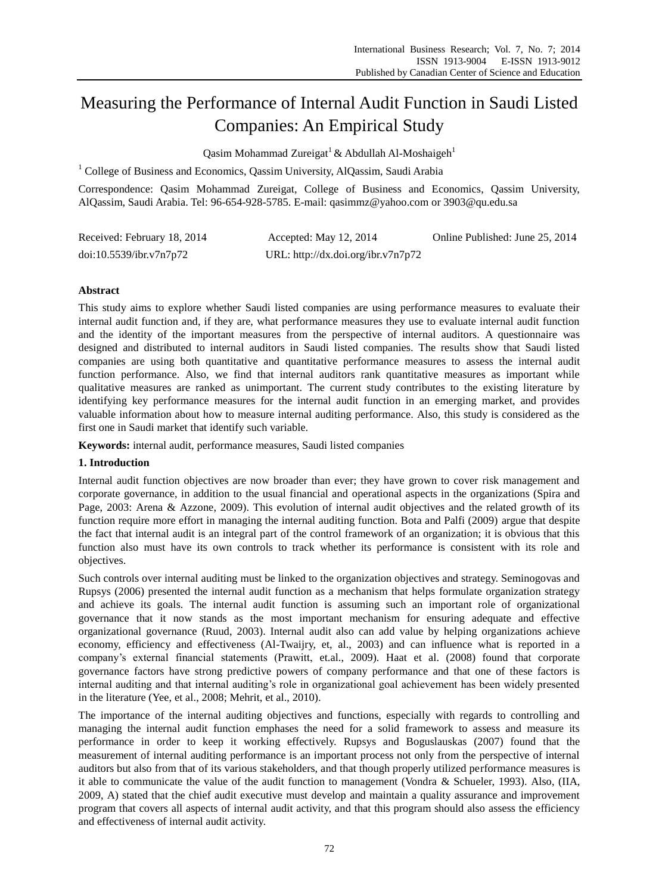# Measuring the Performance of Internal Audit Function in Saudi Listed Companies: An Empirical Study

Qasim Mohammad Zureigat[1] & Abdullah Al-Moshaigeh[1]

[1] College of Business and Economics, Qassim University, AlQassim, Saudi Arabia

Correspondence: Qasim Mohammad Zureigat, College of Business and Economics, Qassim University, AlQassim, Saudi Arabia. Tel: 96-654-928-5785. E-mail: qasimmz@yahoo.com or 3903@qu.edu.sa

Received: February 18, 2014 Accepted: May 12, 2014 Online Published: June 25, 2014

doi:10.5539/ibr.v7n7p72 URL: http://dx.doi.org/ibr.v7n7p72

**Abstract**

This study aims to explore whether Saudi listed companies are using performance measures to evaluate their internal audit function and, if they are, what performance measures they use to evaluate internal audit function and the identity of the important measures from the perspective of internal auditors. A questionnaire was designed and distributed to internal auditors in Saudi listed companies. The results show that Saudi listed companies are using both quantitative and quantitative performance measures to assess the internal audit function performance. Also, we find that internal auditors rank quantitative measures as important while qualitative measures are ranked as unimportant. The current study contributes to the existing literature by identifying key performance measures for the internal audit function in an emerging market, and provides valuable information about how to measure internal auditing performance. Also, this study is considered as the first one in Saudi market that identify such variable.

**Keywords:** internal audit, performance measures, Saudi listed companies

## 1. Introduction

Internal audit function objectives are now broader than ever; they have grown to cover risk management and corporate governance, in addition to the usual financial and operational aspects in the organizations (Spira and Page, 2003: Arena & Azzone, 2009). This evolution of internal audit objectives and the related growth of its function require more effort in managing the internal auditing function. Bota and Palfi (2009) argue that despite the fact that internal audit is an integral part of the control framework of an organization; it is obvious that this function also must have its own controls to track whether its performance is consistent with its role and objectives.

Such controls over internal auditing must be linked to the organization objectives and strategy. Seminogovas and Rupsys (2006) presented the internal audit function as a mechanism that helps formulate organization strategy and achieve its goals. The internal audit function is assuming such an important role of organizational governance that it now stands as the most important mechanism for ensuring adequate and effective organizational governance (Ruud, 2003). Internal audit also can add value by helping organizations achieve economy, efficiency and effectiveness (Al-Twaijry, et, al., 2003) and can influence what is reported in a company's external financial statements (Prawitt, et.al., 2009). Haat et al. (2008) found that corporate governance factors have strong predictive powers of company performance and that one of these factors is internal auditing and that internal auditing's role in organizational goal achievement has been widely presented in the literature (Yee, et al., 2008; Mehrit, et al., 2010).

The importance of the internal auditing objectives and functions, especially with regards to controlling and managing the internal audit function emphases the need for a solid framework to assess and measure its performance in order to keep it working effectively. Rupsys and Boguslauskas (2007) found that the measurement of internal auditing performance is an important process not only from the perspective of internal auditors but also from that of its various stakeholders, and that though properly utilized performance measures is it able to communicate the value of the audit function to management (Vondra & Schueler, 1993). Also, (IIA, 2009, A) stated that the chief audit executive must develop and maintain a quality assurance and improvement program that covers all aspects of internal audit activity, and that this program should also assess the efficiency and effectiveness of internal audit activity.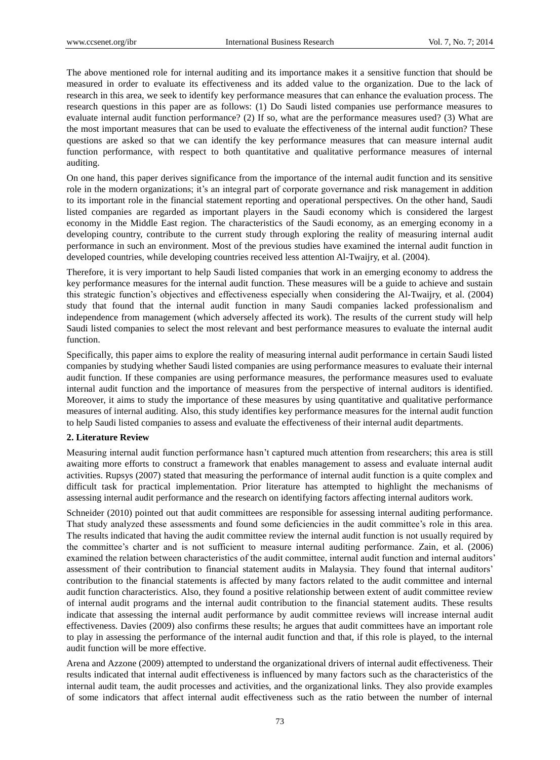The above mentioned role for internal auditing and its importance makes it a sensitive function that should be measured in order to evaluate its effectiveness and its added value to the organization. Due to the lack of research in this area, we seek to identify key performance measures that can enhance the evaluation process. The research questions in this paper are as follows: (1) Do Saudi listed companies use performance measures to evaluate internal audit function performance? (2) If so, what are the performance measures used? (3) What are the most important measures that can be used to evaluate the effectiveness of the internal audit function? These questions are asked so that we can identify the key performance measures that can measure internal audit function performance, with respect to both quantitative and qualitative performance measures of internal auditing.

On one hand, this paper derives significance from the importance of the internal audit function and its sensitive role in the modern organizations; it's an integral part of corporate governance and risk management in addition to its important role in the financial statement reporting and operational perspectives. On the other hand, Saudi listed companies are regarded as important players in the Saudi economy which is considered the largest economy in the Middle East region. The characteristics of the Saudi economy, as an emerging economy in a developing country, contribute to the current study through exploring the reality of measuring internal audit performance in such an environment. Most of the previous studies have examined the internal audit function in developed countries, while developing countries received less attention Al-Twaijry, et al. (2004).

Therefore, it is very important to help Saudi listed companies that work in an emerging economy to address the key performance measures for the internal audit function. These measures will be a guide to achieve and sustain this strategic function's objectives and effectiveness especially when considering the Al-Twaijry, et al. (2004) study that found that the internal audit function in many Saudi companies lacked professionalism and independence from management (which adversely affected its work). The results of the current study will help Saudi listed companies to select the most relevant and best performance measures to evaluate the internal audit function.

Specifically, this paper aims to explore the reality of measuring internal audit performance in certain Saudi listed companies by studying whether Saudi listed companies are using performance measures to evaluate their internal audit function. If these companies are using performance measures, the performance measures used to evaluate internal audit function and the importance of measures from the perspective of internal auditors is identified. Moreover, it aims to study the importance of these measures by using quantitative and qualitative performance measures of internal auditing. Also, this study identifies key performance measures for the internal audit function to help Saudi listed companies to assess and evaluate the effectiveness of their internal audit departments.

## 2. Literature Review

Measuring internal audit function performance hasn't captured much attention from researchers; this area is still awaiting more efforts to construct a framework that enables management to assess and evaluate internal audit activities. Rupsys (2007) stated that measuring the performance of internal audit function is a quite complex and difficult task for practical implementation. Prior literature has attempted to highlight the mechanisms of assessing internal audit performance and the research on identifying factors affecting internal auditors work.

Schneider (2010) pointed out that audit committees are responsible for assessing internal auditing performance. That study analyzed these assessments and found some deficiencies in the audit committee's role in this area. The results indicated that having the audit committee review the internal audit function is not usually required by the committee's charter and is not sufficient to measure internal auditing performance. Zain, et al. (2006) examined the relation between characteristics of the audit committee, internal audit function and internal auditors' assessment of their contribution to financial statement audits in Malaysia. They found that internal auditors' contribution to the financial statements is affected by many factors related to the audit committee and internal audit function characteristics. Also, they found a positive relationship between extent of audit committee review of internal audit programs and the internal audit contribution to the financial statement audits. These results indicate that assessing the internal audit performance by audit committee reviews will increase internal audit effectiveness. Davies (2009) also confirms these results; he argues that audit committees have an important role to play in assessing the performance of the internal audit function and that, if this role is played, to the internal audit function will be more effective.

Arena and Azzone (2009) attempted to understand the organizational drivers of internal audit effectiveness. Their results indicated that internal audit effectiveness is influenced by many factors such as the characteristics of the internal audit team, the audit processes and activities, and the organizational links. They also provide examples of some indicators that affect internal audit effectiveness such as the ratio between the number of internal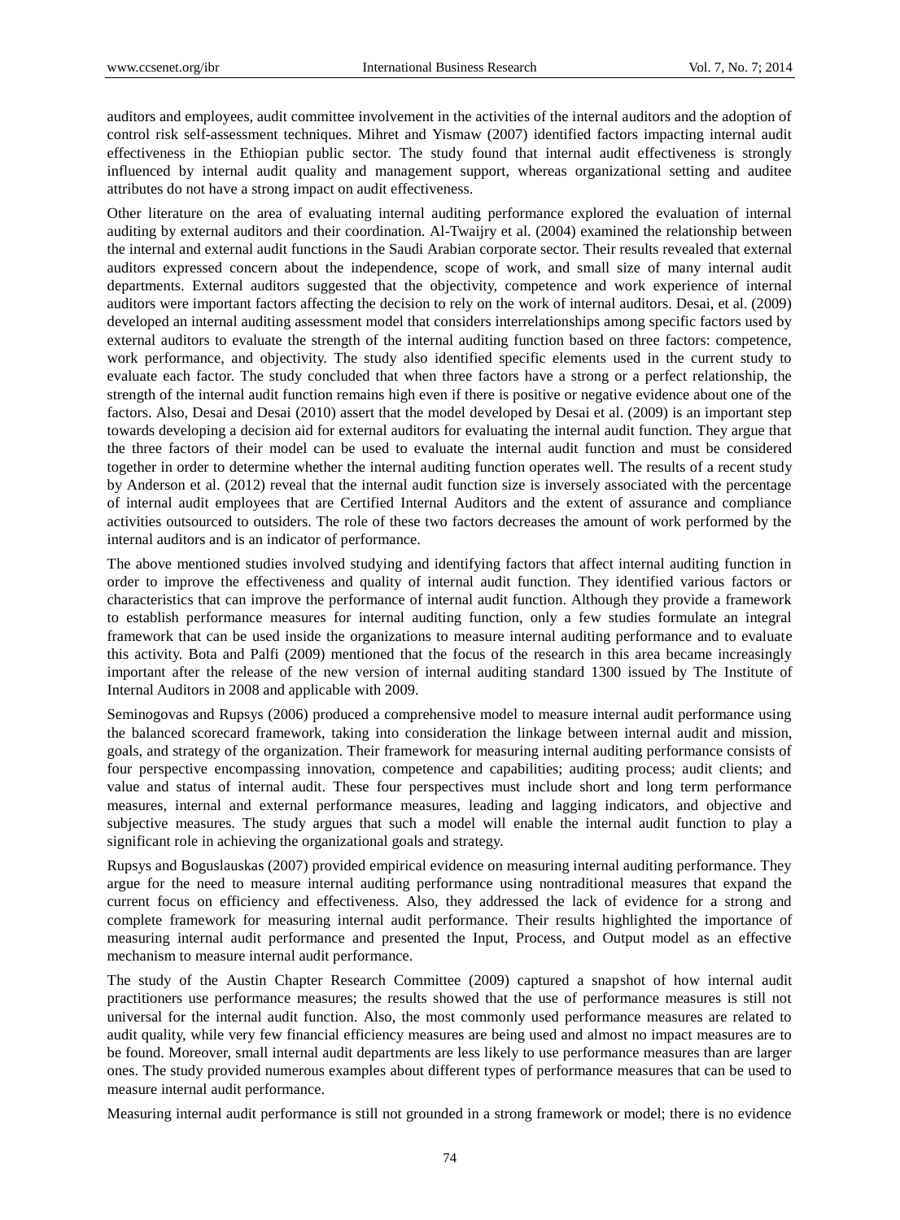auditors and employees, audit committee involvement in the activities of the internal auditors and the adoption of control risk self-assessment techniques. Mihret and Yismaw (2007) identified factors impacting internal audit effectiveness in the Ethiopian public sector. The study found that internal audit effectiveness is strongly influenced by internal audit quality and management support, whereas organizational setting and auditee attributes do not have a strong impact on audit effectiveness.

Other literature on the area of evaluating internal auditing performance explored the evaluation of internal auditing by external auditors and their coordination. Al-Twaijry et al. (2004) examined the relationship between the internal and external audit functions in the Saudi Arabian corporate sector. Their results revealed that external auditors expressed concern about the independence, scope of work, and small size of many internal audit departments. External auditors suggested that the objectivity, competence and work experience of internal auditors were important factors affecting the decision to rely on the work of internal auditors. Desai, et al. (2009) developed an internal auditing assessment model that considers interrelationships among specific factors used by external auditors to evaluate the strength of the internal auditing function based on three factors: competence, work performance, and objectivity. The study also identified specific elements used in the current study to evaluate each factor. The study concluded that when three factors have a strong or a perfect relationship, the strength of the internal audit function remains high even if there is positive or negative evidence about one of the factors. Also, Desai and Desai (2010) assert that the model developed by Desai et al. (2009) is an important step towards developing a decision aid for external auditors for evaluating the internal audit function. They argue that the three factors of their model can be used to evaluate the internal audit function and must be considered together in order to determine whether the internal auditing function operates well. The results of a recent study by Anderson et al. (2012) reveal that the internal audit function size is inversely associated with the percentage of internal audit employees that are Certified Internal Auditors and the extent of assurance and compliance activities outsourced to outsiders. The role of these two factors decreases the amount of work performed by the internal auditors and is an indicator of performance.

The above mentioned studies involved studying and identifying factors that affect internal auditing function in order to improve the effectiveness and quality of internal audit function. They identified various factors or characteristics that can improve the performance of internal audit function. Although they provide a framework to establish performance measures for internal auditing function, only a few studies formulate an integral framework that can be used inside the organizations to measure internal auditing performance and to evaluate this activity. Bota and Palfi (2009) mentioned that the focus of the research in this area became increasingly important after the release of the new version of internal auditing standard 1300 issued by The Institute of Internal Auditors in 2008 and applicable with 2009.

Seminogovas and Rupsys (2006) produced a comprehensive model to measure internal audit performance using the balanced scorecard framework, taking into consideration the linkage between internal audit and mission, goals, and strategy of the organization. Their framework for measuring internal auditing performance consists of four perspective encompassing innovation, competence and capabilities; auditing process; audit clients; and value and status of internal audit. These four perspectives must include short and long term performance measures, internal and external performance measures, leading and lagging indicators, and objective and subjective measures. The study argues that such a model will enable the internal audit function to play a significant role in achieving the organizational goals and strategy.

Rupsys and Boguslauskas (2007) provided empirical evidence on measuring internal auditing performance. They argue for the need to measure internal auditing performance using nontraditional measures that expand the current focus on efficiency and effectiveness. Also, they addressed the lack of evidence for a strong and complete framework for measuring internal audit performance. Their results highlighted the importance of measuring internal audit performance and presented the Input, Process, and Output model as an effective mechanism to measure internal audit performance.

The study of the Austin Chapter Research Committee (2009) captured a snapshot of how internal audit practitioners use performance measures; the results showed that the use of performance measures is still not universal for the internal audit function. Also, the most commonly used performance measures are related to audit quality, while very few financial efficiency measures are being used and almost no impact measures are to be found. Moreover, small internal audit departments are less likely to use performance measures than are larger ones. The study provided numerous examples about different types of performance measures that can be used to measure internal audit performance.

Measuring internal audit performance is still not grounded in a strong framework or model; there is no evidence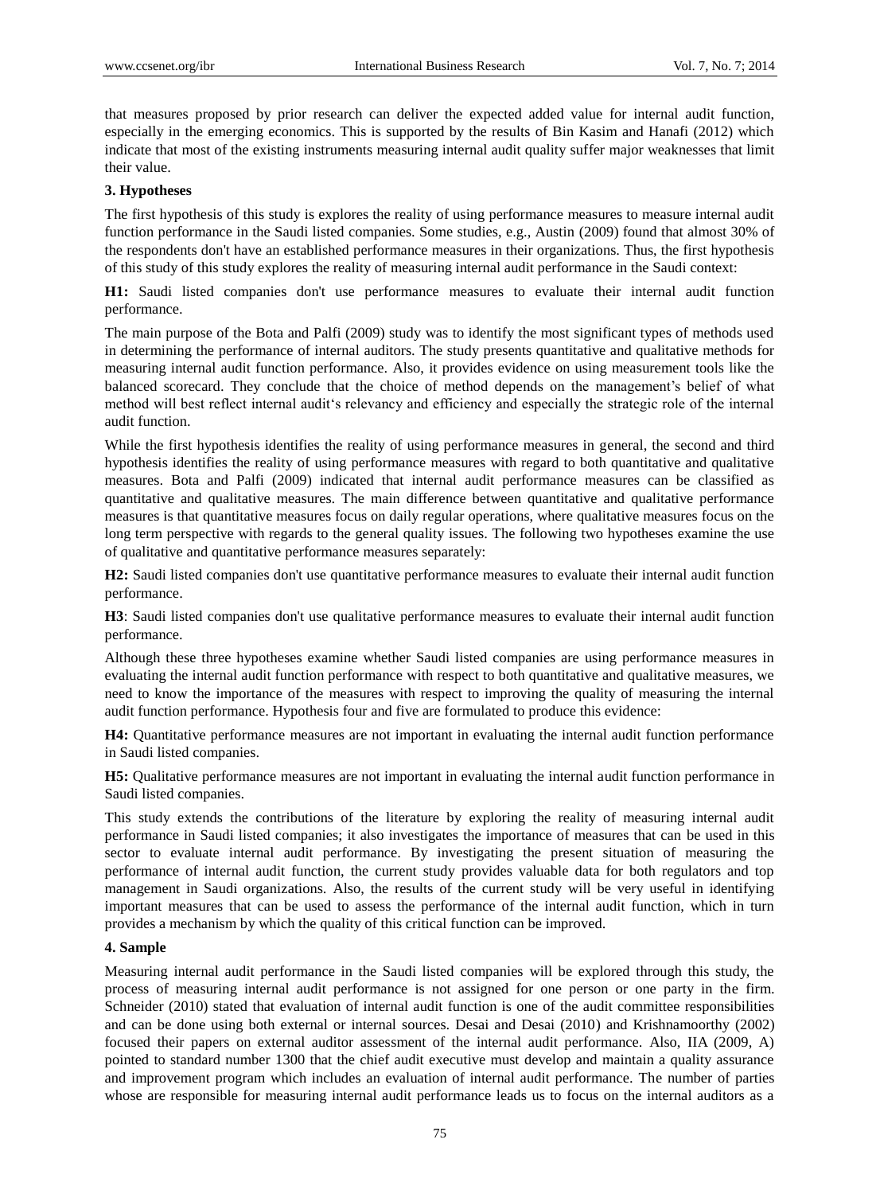that measures proposed by prior research can deliver the expected added value for internal audit function, especially in the emerging economics. This is supported by the results of Bin Kasim and Hanafi (2012) which indicate that most of the existing instruments measuring internal audit quality suffer major weaknesses that limit their value.

## 3. Hypotheses

The first hypothesis of this study is explores the reality of using performance measures to measure internal audit function performance in the Saudi listed companies. Some studies, e.g., Austin (2009) found that almost 30% of the respondents don't have an established performance measures in their organizations. Thus, the first hypothesis of this study of this study explores the reality of measuring internal audit performance in the Saudi context:

**H1:** Saudi listed companies don't use performance measures to evaluate their internal audit function performance.

The main purpose of the Bota and Palfi (2009) study was to identify the most significant types of methods used in determining the performance of internal auditors. The study presents quantitative and qualitative methods for measuring internal audit function performance. Also, it provides evidence on using measurement tools like the balanced scorecard. They conclude that the choice of method depends on the management's belief of what method will best reflect internal audit's relevancy and efficiency and especially the strategic role of the internal audit function.

While the first hypothesis identifies the reality of using performance measures in general, the second and third hypothesis identifies the reality of using performance measures with regard to both quantitative and qualitative measures. Bota and Palfi (2009) indicated that internal audit performance measures can be classified as quantitative and qualitative measures. The main difference between quantitative and qualitative performance measures is that quantitative measures focus on daily regular operations, where qualitative measures focus on the long term perspective with regards to the general quality issues. The following two hypotheses examine the use of qualitative and quantitative performance measures separately:

**H2:** Saudi listed companies don't use quantitative performance measures to evaluate their internal audit function performance.

**H3**: Saudi listed companies don't use qualitative performance measures to evaluate their internal audit function performance.

Although these three hypotheses examine whether Saudi listed companies are using performance measures in evaluating the internal audit function performance with respect to both quantitative and qualitative measures, we need to know the importance of the measures with respect to improving the quality of measuring the internal audit function performance. Hypothesis four and five are formulated to produce this evidence:

**H4:** Quantitative performance measures are not important in evaluating the internal audit function performance in Saudi listed companies.

**H5:** Qualitative performance measures are not important in evaluating the internal audit function performance in Saudi listed companies.

This study extends the contributions of the literature by exploring the reality of measuring internal audit performance in Saudi listed companies; it also investigates the importance of measures that can be used in this sector to evaluate internal audit performance. By investigating the present situation of measuring the performance of internal audit function, the current study provides valuable data for both regulators and top management in Saudi organizations. Also, the results of the current study will be very useful in identifying important measures that can be used to assess the performance of the internal audit function, which in turn provides a mechanism by which the quality of this critical function can be improved.

## 4. Sample

Measuring internal audit performance in the Saudi listed companies will be explored through this study, the process of measuring internal audit performance is not assigned for one person or one party in the firm. Schneider (2010) stated that evaluation of internal audit function is one of the audit committee responsibilities and can be done using both external or internal sources. Desai and Desai (2010) and Krishnamoorthy (2002) focused their papers on external auditor assessment of the internal audit performance. Also, IIA (2009, A) pointed to standard number 1300 that the chief audit executive must develop and maintain a quality assurance and improvement program which includes an evaluation of internal audit performance. The number of parties whose are responsible for measuring internal audit performance leads us to focus on the internal auditors as a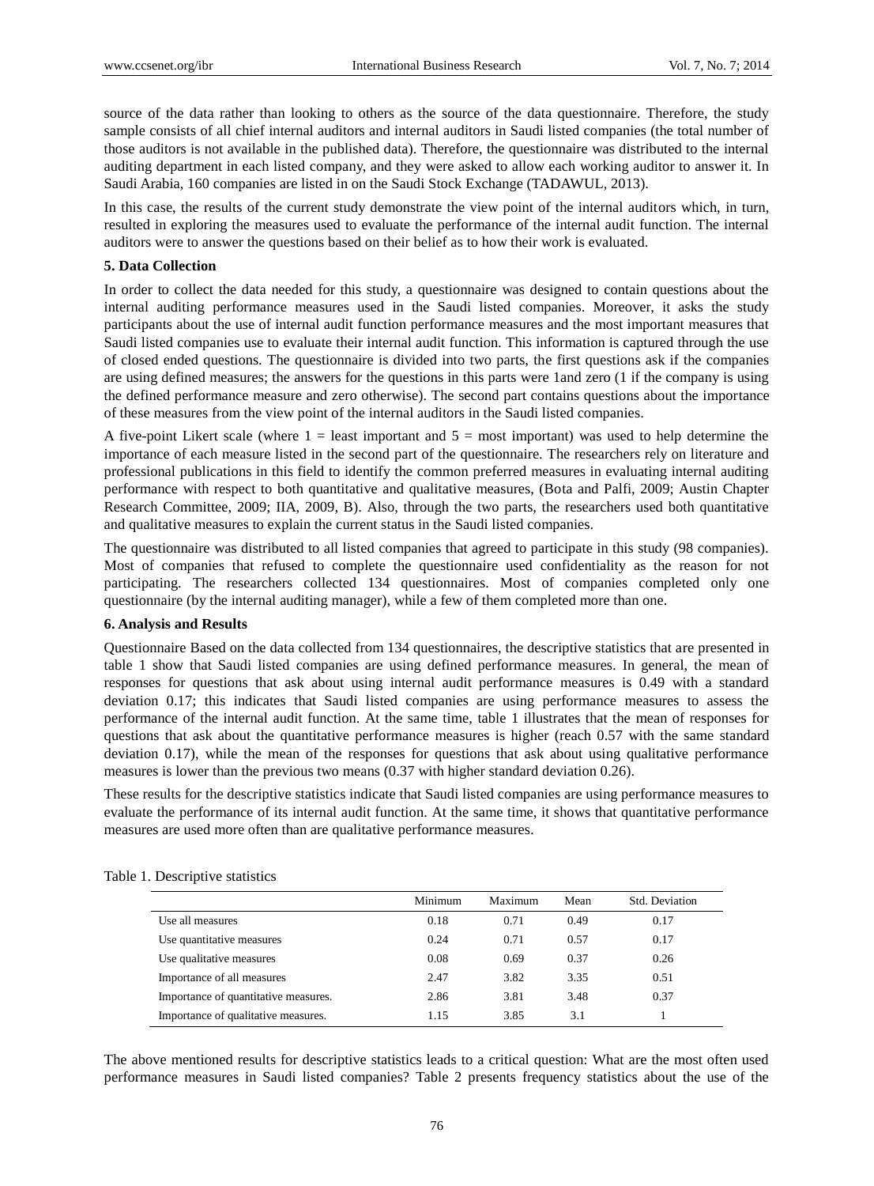source of the data rather than looking to others as the source of the data questionnaire. Therefore, the study sample consists of all chief internal auditors and internal auditors in Saudi listed companies (the total number of those auditors is not available in the published data). Therefore, the questionnaire was distributed to the internal auditing department in each listed company, and they were asked to allow each working auditor to answer it. In Saudi Arabia, 160 companies are listed in on the Saudi Stock Exchange (TADAWUL, 2013).

In this case, the results of the current study demonstrate the view point of the internal auditors which, in turn, resulted in exploring the measures used to evaluate the performance of the internal audit function. The internal auditors were to answer the questions based on their belief as to how their work is evaluated.

## 5. Data Collection

In order to collect the data needed for this study, a questionnaire was designed to contain questions about the internal auditing performance measures used in the Saudi listed companies. Moreover, it asks the study participants about the use of internal audit function performance measures and the most important measures that Saudi listed companies use to evaluate their internal audit function. This information is captured through the use of closed ended questions. The questionnaire is divided into two parts, the first questions ask if the companies are using defined measures; the answers for the questions in this parts were 1and zero (1 if the company is using the defined performance measure and zero otherwise). The second part contains questions about the importance of these measures from the view point of the internal auditors in the Saudi listed companies.

A five-point Likert scale (where 1 = least important and 5 = most important) was used to help determine the importance of each measure listed in the second part of the questionnaire. The researchers rely on literature and professional publications in this field to identify the common preferred measures in evaluating internal auditing performance with respect to both quantitative and qualitative measures, (Bota and Palfi, 2009; Austin Chapter Research Committee, 2009; IIA, 2009, B). Also, through the two parts, the researchers used both quantitative and qualitative measures to explain the current status in the Saudi listed companies.

The questionnaire was distributed to all listed companies that agreed to participate in this study (98 companies). Most of companies that refused to complete the questionnaire used confidentiality as the reason for not participating. The researchers collected 134 questionnaires. Most of companies completed only one questionnaire (by the internal auditing manager), while a few of them completed more than one.

## 6. Analysis and Results

Questionnaire Based on the data collected from 134 questionnaires, the descriptive statistics that are presented in table 1 show that Saudi listed companies are using defined performance measures. In general, the mean of responses for questions that ask about using internal audit performance measures is 0.49 with a standard deviation 0.17; this indicates that Saudi listed companies are using performance measures to assess the performance of the internal audit function. At the same time, table 1 illustrates that the mean of responses for questions that ask about the quantitative performance measures is higher (reach 0.57 with the same standard deviation 0.17), while the mean of the responses for questions that ask about using qualitative performance measures is lower than the previous two means (0.37 with higher standard deviation 0.26).

These results for the descriptive statistics indicate that Saudi listed companies are using performance measures to evaluate the performance of its internal audit function. At the same time, it shows that quantitative performance measures are used more often than are qualitative performance measures.

Table 1. Descriptive statistics

| | Minimum | Maximum | Mean | Std. Deviation |
|---|---|---|---|---|
| Use all measures | 0.18 | 0.71 | 0.49 | 0.17 |
| Use quantitative measures | 0.24 | 0.71 | 0.57 | 0.17 |
| Use qualitative measures | 0.08 | 0.69 | 0.37 | 0.26 |
| Importance of all measures | 2.47 | 3.82 | 3.35 | 0.51 |
| Importance of quantitative measures. | 2.86 | 3.81 | 3.48 | 0.37 |
| Importance of qualitative measures. | 1.15 | 3.85 | 3.1 | 1 |

The above mentioned results for descriptive statistics leads to a critical question: What are the most often used performance measures in Saudi listed companies? Table 2 presents frequency statistics about the use of the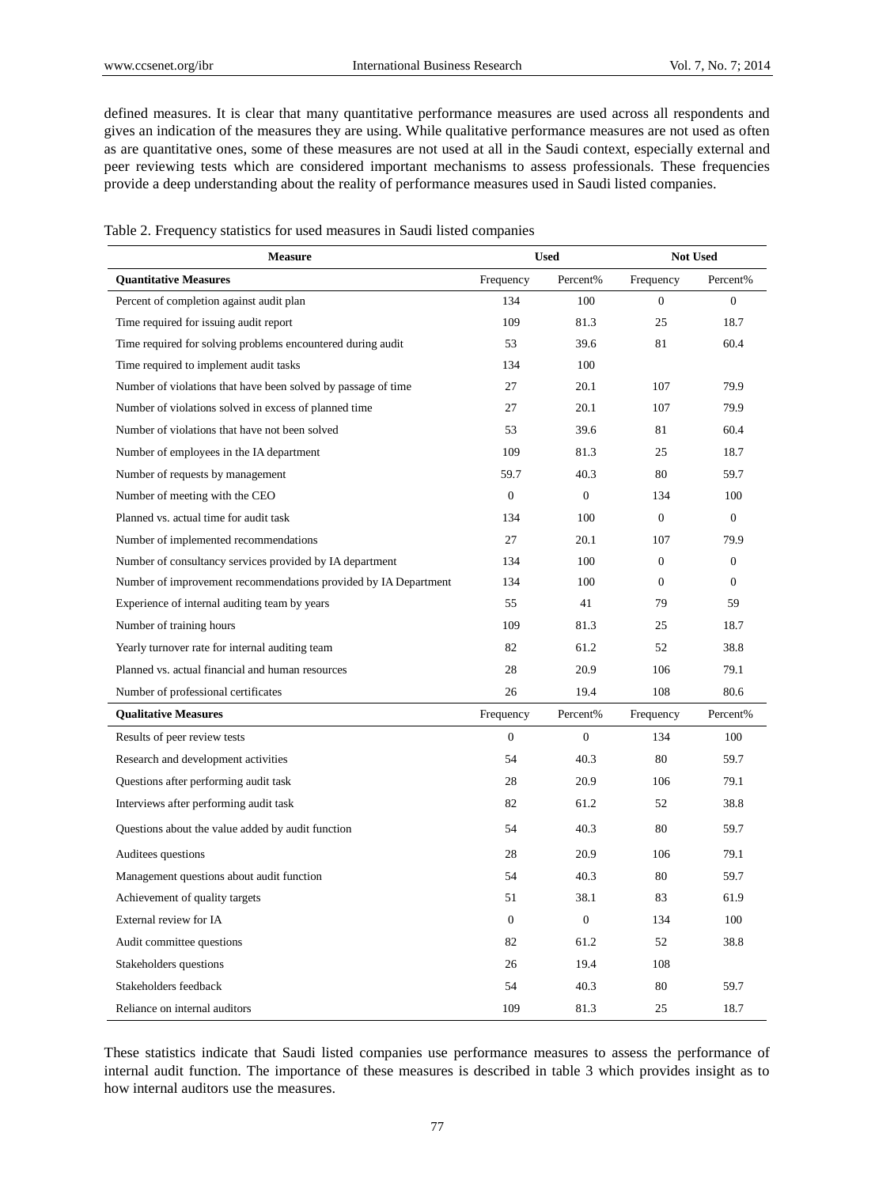defined measures. It is clear that many quantitative performance measures are used across all respondents and gives an indication of the measures they are using. While qualitative performance measures are not used as often as are quantitative ones, some of these measures are not used at all in the Saudi context, especially external and peer reviewing tests which are considered important mechanisms to assess professionals. These frequencies provide a deep understanding about the reality of performance measures used in Saudi listed companies.

Table 2. Frequency statistics for used measures in Saudi listed companies

| Measure | Used | | Not Used | |
|---|---|---|---|---|
| **Quantitative Measures** | Frequency | Percent% | Frequency | Percent% |
| Percent of completion against audit plan | 134 | 100 | 0 | 0 |
| Time required for issuing audit report | 109 | 81.3 | 25 | 18.7 |
| Time required for solving problems encountered during audit | 53 | 39.6 | 81 | 60.4 |
| Time required to implement audit tasks | 134 | 100 | | |
| Number of violations that have been solved by passage of time | 27 | 20.1 | 107 | 79.9 |
| Number of violations solved in excess of planned time | 27 | 20.1 | 107 | 79.9 |
| Number of violations that have not been solved | 53 | 39.6 | 81 | 60.4 |
| Number of employees in the IA department | 109 | 81.3 | 25 | 18.7 |
| Number of requests by management | 59.7 | 40.3 | 80 | 59.7 |
| Number of meeting with the CEO | 0 | 0 | 134 | 100 |
| Planned vs. actual time for audit task | 134 | 100 | 0 | 0 |
| Number of implemented recommendations | 27 | 20.1 | 107 | 79.9 |
| Number of consultancy services provided by IA department | 134 | 100 | 0 | 0 |
| Number of improvement recommendations provided by IA Department | 134 | 100 | 0 | 0 |
| Experience of internal auditing team by years | 55 | 41 | 79 | 59 |
| Number of training hours | 109 | 81.3 | 25 | 18.7 |
| Yearly turnover rate for internal auditing team | 82 | 61.2 | 52 | 38.8 |
| Planned vs. actual financial and human resources | 28 | 20.9 | 106 | 79.1 |
| Number of professional certificates | 26 | 19.4 | 108 | 80.6 |
| **Qualitative Measures** | Frequency | Percent% | Frequency | Percent% |
| Results of peer review tests | 0 | 0 | 134 | 100 |
| Research and development activities | 54 | 40.3 | 80 | 59.7 |
| Questions after performing audit task | 28 | 20.9 | 106 | 79.1 |
| Interviews after performing audit task | 82 | 61.2 | 52 | 38.8 |
| Questions about the value added by audit function | 54 | 40.3 | 80 | 59.7 |
| Auditees questions | 28 | 20.9 | 106 | 79.1 |
| Management questions about audit function | 54 | 40.3 | 80 | 59.7 |
| Achievement of quality targets | 51 | 38.1 | 83 | 61.9 |
| External review for IA | 0 | 0 | 134 | 100 |
| Audit committee questions | 82 | 61.2 | 52 | 38.8 |
| Stakeholders questions | 26 | 19.4 | 108 | |
| Stakeholders feedback | 54 | 40.3 | 80 | 59.7 |
| Reliance on internal auditors | 109 | 81.3 | 25 | 18.7 |

These statistics indicate that Saudi listed companies use performance measures to assess the performance of internal audit function. The importance of these measures is described in table 3 which provides insight as to how internal auditors use the measures.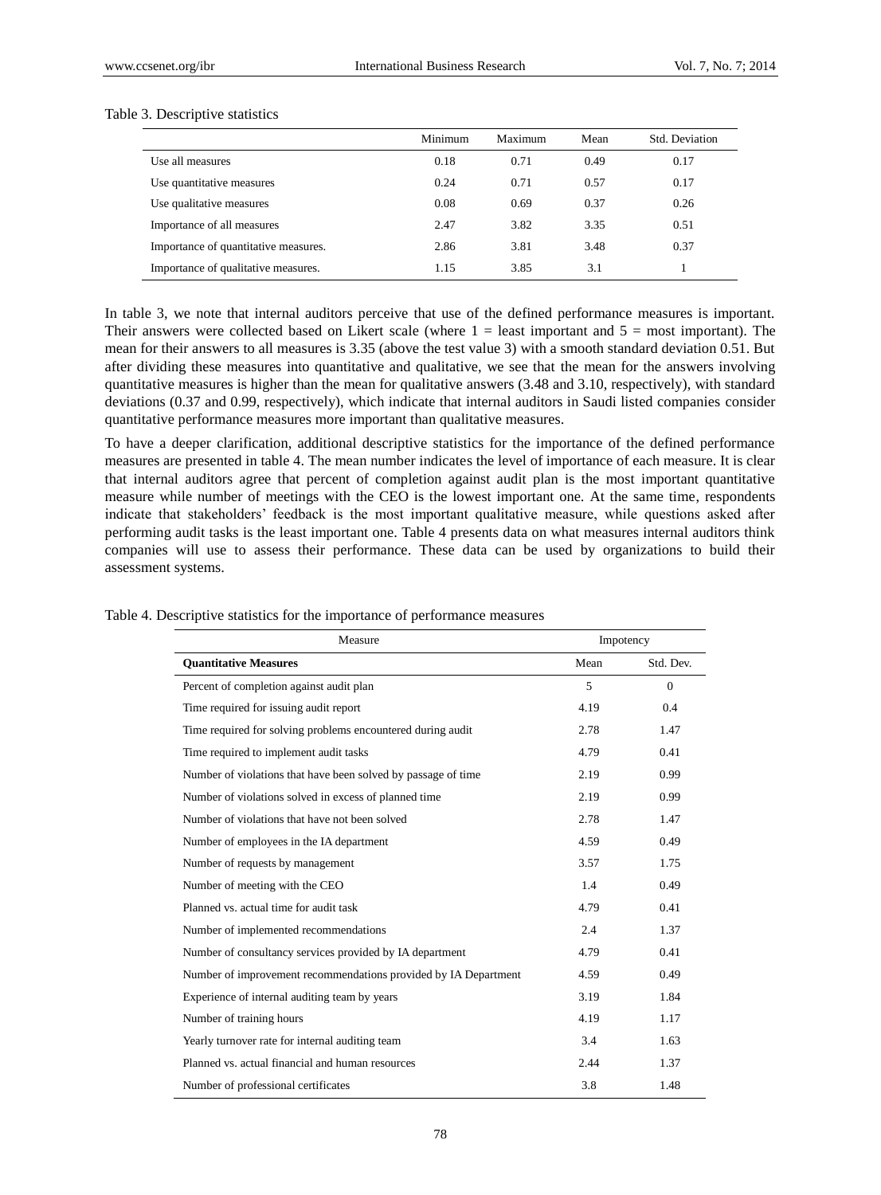Table 3. Descriptive statistics

| | Minimum | Maximum | Mean | Std. Deviation |
|---|---|---|---|---|
| Use all measures | 0.18 | 0.71 | 0.49 | 0.17 |
| Use quantitative measures | 0.24 | 0.71 | 0.57 | 0.17 |
| Use qualitative measures | 0.08 | 0.69 | 0.37 | 0.26 |
| Importance of all measures | 2.47 | 3.82 | 3.35 | 0.51 |
| Importance of quantitative measures. | 2.86 | 3.81 | 3.48 | 0.37 |
| Importance of qualitative measures. | 1.15 | 3.85 | 3.1 | 1 |

In table 3, we note that internal auditors perceive that use of the defined performance measures is important. Their answers were collected based on Likert scale (where 1 = least important and 5 = most important). The mean for their answers to all measures is 3.35 (above the test value 3) with a smooth standard deviation 0.51. But after dividing these measures into quantitative and qualitative, we see that the mean for the answers involving quantitative measures is higher than the mean for qualitative answers (3.48 and 3.10, respectively), with standard deviations (0.37 and 0.99, respectively), which indicate that internal auditors in Saudi listed companies consider quantitative performance measures more important than qualitative measures.

To have a deeper clarification, additional descriptive statistics for the importance of the defined performance measures are presented in table 4. The mean number indicates the level of importance of each measure. It is clear that internal auditors agree that percent of completion against audit plan is the most important quantitative measure while number of meetings with the CEO is the lowest important one. At the same time, respondents indicate that stakeholders' feedback is the most important qualitative measure, while questions asked after performing audit tasks is the least important one. Table 4 presents data on what measures internal auditors think companies will use to assess their performance. These data can be used by organizations to build their assessment systems.

Table 4. Descriptive statistics for the importance of performance measures

| Measure | Impotency | |
|---|---|---|
| **Quantitative Measures** | Mean | Std. Dev. |
| Percent of completion against audit plan | 5 | 0 |
| Time required for issuing audit report | 4.19 | 0.4 |
| Time required for solving problems encountered during audit | 2.78 | 1.47 |
| Time required to implement audit tasks | 4.79 | 0.41 |
| Number of violations that have been solved by passage of time | 2.19 | 0.99 |
| Number of violations solved in excess of planned time | 2.19 | 0.99 |
| Number of violations that have not been solved | 2.78 | 1.47 |
| Number of employees in the IA department | 4.59 | 0.49 |
| Number of requests by management | 3.57 | 1.75 |
| Number of meeting with the CEO | 1.4 | 0.49 |
| Planned vs. actual time for audit task | 4.79 | 0.41 |
| Number of implemented recommendations | 2.4 | 1.37 |
| Number of consultancy services provided by IA department | 4.79 | 0.41 |
| Number of improvement recommendations provided by IA Department | 4.59 | 0.49 |
| Experience of internal auditing team by years | 3.19 | 1.84 |
| Number of training hours | 4.19 | 1.17 |
| Yearly turnover rate for internal auditing team | 3.4 | 1.63 |
| Planned vs. actual financial and human resources | 2.44 | 1.37 |
| Number of professional certificates | 3.8 | 1.48 |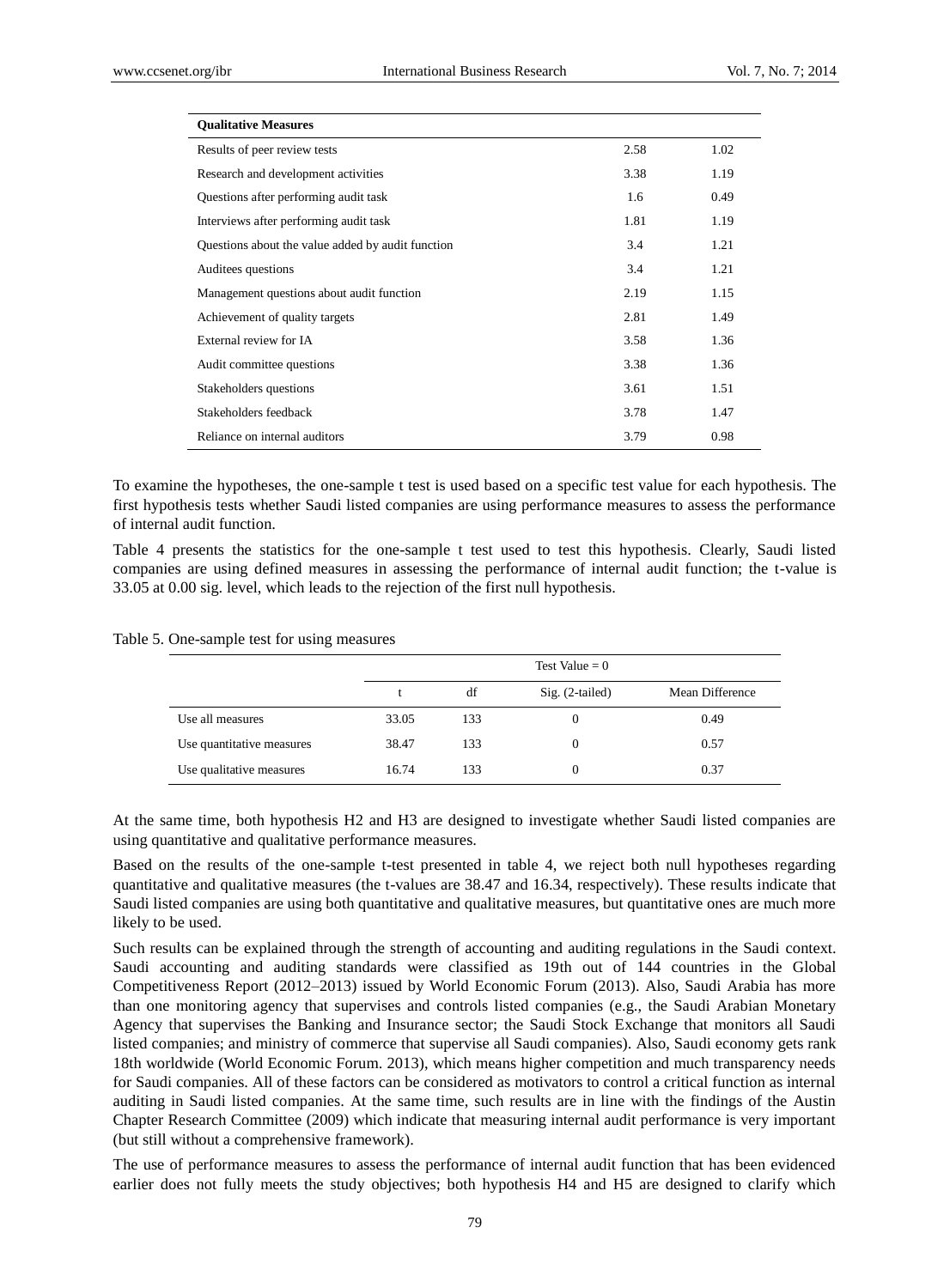| Qualitative Measures | | |
|---|---|---|
| Results of peer review tests | 2.58 | 1.02 |
| Research and development activities | 3.38 | 1.19 |
| Questions after performing audit task | 1.6 | 0.49 |
| Interviews after performing audit task | 1.81 | 1.19 |
| Questions about the value added by audit function | 3.4 | 1.21 |
| Auditees questions | 3.4 | 1.21 |
| Management questions about audit function | 2.19 | 1.15 |
| Achievement of quality targets | 2.81 | 1.49 |
| External review for IA | 3.58 | 1.36 |
| Audit committee questions | 3.38 | 1.36 |
| Stakeholders questions | 3.61 | 1.51 |
| Stakeholders feedback | 3.78 | 1.47 |
| Reliance on internal auditors | 3.79 | 0.98 |

To examine the hypotheses, the one-sample t test is used based on a specific test value for each hypothesis. The first hypothesis tests whether Saudi listed companies are using performance measures to assess the performance of internal audit function.

Table 4 presents the statistics for the one-sample t test used to test this hypothesis. Clearly, Saudi listed companies are using defined measures in assessing the performance of internal audit function; the t-value is 33.05 at 0.00 sig. level, which leads to the rejection of the first null hypothesis.

Table 5. One-sample test for using measures

| | Test Value = 0 | | | |
|---|---|---|---|---|
| | t | df | Sig. (2-tailed) | Mean Difference |
| Use all measures | 33.05 | 133 | 0 | 0.49 |
| Use quantitative measures | 38.47 | 133 | 0 | 0.57 |
| Use qualitative measures | 16.74 | 133 | 0 | 0.37 |

At the same time, both hypothesis H2 and H3 are designed to investigate whether Saudi listed companies are using quantitative and qualitative performance measures.

Based on the results of the one-sample t-test presented in table 4, we reject both null hypotheses regarding quantitative and qualitative measures (the t-values are 38.47 and 16.34, respectively). These results indicate that Saudi listed companies are using both quantitative and qualitative measures, but quantitative ones are much more likely to be used.

Such results can be explained through the strength of accounting and auditing regulations in the Saudi context. Saudi accounting and auditing standards were classified as 19th out of 144 countries in the Global Competitiveness Report (2012–2013) issued by World Economic Forum (2013). Also, Saudi Arabia has more than one monitoring agency that supervises and controls listed companies (e.g., the Saudi Arabian Monetary Agency that supervises the Banking and Insurance sector; the Saudi Stock Exchange that monitors all Saudi listed companies; and ministry of commerce that supervise all Saudi companies). Also, Saudi economy gets rank 18th worldwide (World Economic Forum. 2013), which means higher competition and much transparency needs for Saudi companies. All of these factors can be considered as motivators to control a critical function as internal auditing in Saudi listed companies. At the same time, such results are in line with the findings of the Austin Chapter Research Committee (2009) which indicate that measuring internal audit performance is very important (but still without a comprehensive framework).

The use of performance measures to assess the performance of internal audit function that has been evidenced earlier does not fully meets the study objectives; both hypothesis H4 and H5 are designed to clarify which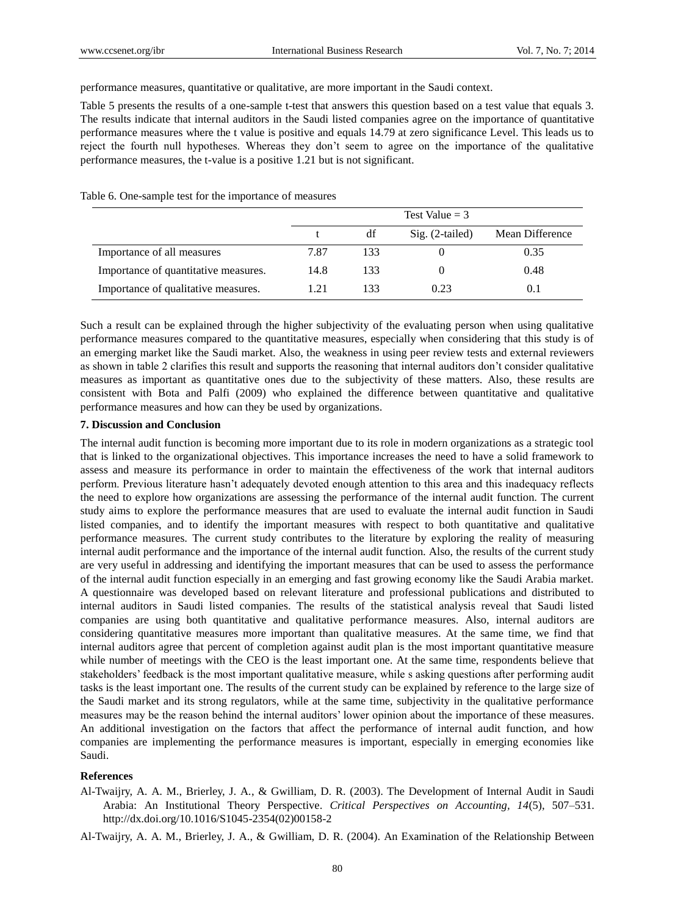performance measures, quantitative or qualitative, are more important in the Saudi context.

Table 5 presents the results of a one-sample t-test that answers this question based on a test value that equals 3. The results indicate that internal auditors in the Saudi listed companies agree on the importance of quantitative performance measures where the t value is positive and equals 14.79 at zero significance Level. This leads us to reject the fourth null hypotheses. Whereas they don't seem to agree on the importance of the qualitative performance measures, the t-value is a positive 1.21 but is not significant.

Table 6. One-sample test for the importance of measures

| | Test Value = 3 | | | |
|---|---|---|---|---|
| | t | df | Sig. (2-tailed) | Mean Difference |
| Importance of all measures | 7.87 | 133 | 0 | 0.35 |
| Importance of quantitative measures. | 14.8 | 133 | 0 | 0.48 |
| Importance of qualitative measures. | 1.21 | 133 | 0.23 | 0.1 |

Such a result can be explained through the higher subjectivity of the evaluating person when using qualitative performance measures compared to the quantitative measures, especially when considering that this study is of an emerging market like the Saudi market. Also, the weakness in using peer review tests and external reviewers as shown in table 2 clarifies this result and supports the reasoning that internal auditors don't consider qualitative measures as important as quantitative ones due to the subjectivity of these matters. Also, these results are consistent with Bota and Palfi (2009) who explained the difference between quantitative and qualitative performance measures and how can they be used by organizations.

## 7. Discussion and Conclusion

The internal audit function is becoming more important due to its role in modern organizations as a strategic tool that is linked to the organizational objectives. This importance increases the need to have a solid framework to assess and measure its performance in order to maintain the effectiveness of the work that internal auditors perform. Previous literature hasn't adequately devoted enough attention to this area and this inadequacy reflects the need to explore how organizations are assessing the performance of the internal audit function. The current study aims to explore the performance measures that are used to evaluate the internal audit function in Saudi listed companies, and to identify the important measures with respect to both quantitative and qualitative performance measures. The current study contributes to the literature by exploring the reality of measuring internal audit performance and the importance of the internal audit function. Also, the results of the current study are very useful in addressing and identifying the important measures that can be used to assess the performance of the internal audit function especially in an emerging and fast growing economy like the Saudi Arabia market. A questionnaire was developed based on relevant literature and professional publications and distributed to internal auditors in Saudi listed companies. The results of the statistical analysis reveal that Saudi listed companies are using both quantitative and qualitative performance measures. Also, internal auditors are considering quantitative measures more important than qualitative measures. At the same time, we find that internal auditors agree that percent of completion against audit plan is the most important quantitative measure while number of meetings with the CEO is the least important one. At the same time, respondents believe that stakeholders' feedback is the most important qualitative measure, while s asking questions after performing audit tasks is the least important one. The results of the current study can be explained by reference to the large size of the Saudi market and its strong regulators, while at the same time, subjectivity in the qualitative performance measures may be the reason behind the internal auditors' lower opinion about the importance of these measures. An additional investigation on the factors that affect the performance of internal audit function, and how companies are implementing the performance measures is important, especially in emerging economies like Saudi.

## References

Al-Twaijry, A. A. M., Brierley, J. A., & Gwilliam, D. R. (2003). The Development of Internal Audit in Saudi Arabia: An Institutional Theory Perspective. *Critical Perspectives on Accounting*, *14*(5), 507–531. http://dx.doi.org/10.1016/S1045-2354(02)00158-2

Al-Twaijry, A. A. M., Brierley, J. A., & Gwilliam, D. R. (2004). An Examination of the Relationship Between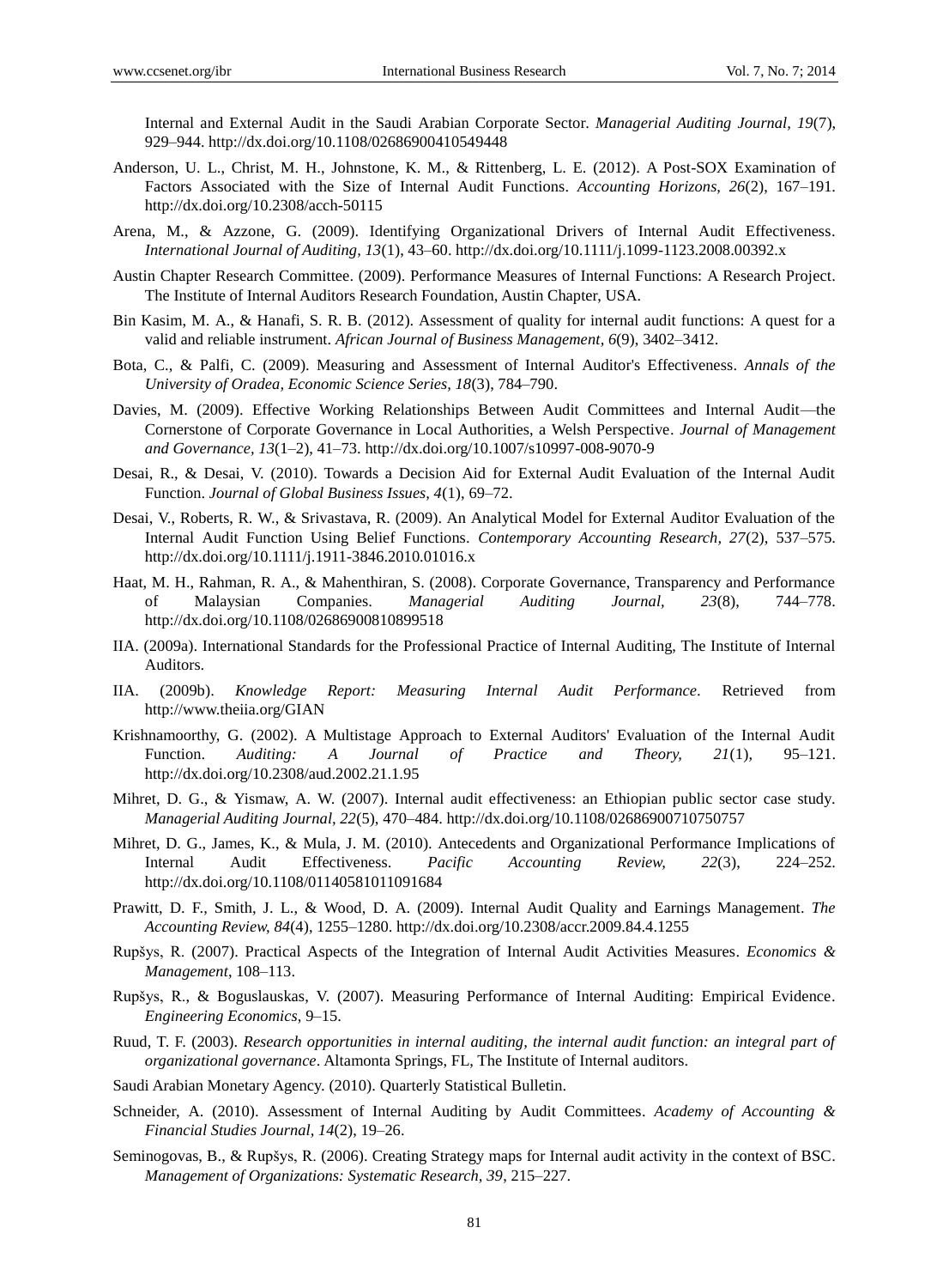Internal and External Audit in the Saudi Arabian Corporate Sector. *Managerial Auditing Journal, 19*(7), 929–944. http://dx.doi.org/10.1108/02686900410549448

Anderson, U. L., Christ, M. H., Johnstone, K. M., & Rittenberg, L. E. (2012). A Post-SOX Examination of Factors Associated with the Size of Internal Audit Functions. *Accounting Horizons, 26*(2), 167–191. http://dx.doi.org/10.2308/acch-50115

Arena, M., & Azzone, G. (2009). Identifying Organizational Drivers of Internal Audit Effectiveness. *International Journal of Auditing, 13*(1), 43–60. http://dx.doi.org/10.1111/j.1099-1123.2008.00392.x

Austin Chapter Research Committee. (2009). Performance Measures of Internal Functions: A Research Project. The Institute of Internal Auditors Research Foundation, Austin Chapter, USA.

Bin Kasim, M. A., & Hanafi, S. R. B. (2012). Assessment of quality for internal audit functions: A quest for a valid and reliable instrument. *African Journal of Business Management, 6*(9), 3402–3412.

Bota, C., & Palfi, C. (2009). Measuring and Assessment of Internal Auditor's Effectiveness. *Annals of the University of Oradea, Economic Science Series, 18*(3), 784–790.

Davies, M. (2009). Effective Working Relationships Between Audit Committees and Internal Audit—the Cornerstone of Corporate Governance in Local Authorities, a Welsh Perspective. *Journal of Management and Governance, 13*(1–2), 41–73. http://dx.doi.org/10.1007/s10997-008-9070-9

Desai, R., & Desai, V. (2010). Towards a Decision Aid for External Audit Evaluation of the Internal Audit Function. *Journal of Global Business Issues, 4*(1), 69–72.

Desai, V., Roberts, R. W., & Srivastava, R. (2009). An Analytical Model for External Auditor Evaluation of the Internal Audit Function Using Belief Functions. *Contemporary Accounting Research, 27*(2), 537–575. http://dx.doi.org/10.1111/j.1911-3846.2010.01016.x

Haat, M. H., Rahman, R. A., & Mahenthiran, S. (2008). Corporate Governance, Transparency and Performance of Malaysian Companies. *Managerial Auditing Journal, 23*(8), 744–778. http://dx.doi.org/10.1108/02686900810899518

IIA. (2009a). International Standards for the Professional Practice of Internal Auditing, The Institute of Internal Auditors.

IIA. (2009b). *Knowledge Report: Measuring Internal Audit Performance*. Retrieved from http://www.theiia.org/GIAN

Krishnamoorthy, G. (2002). A Multistage Approach to External Auditors' Evaluation of the Internal Audit Function. *Auditing: A Journal of Practice and Theory, 21*(1), 95–121. http://dx.doi.org/10.2308/aud.2002.21.1.95

Mihret, D. G., & Yismaw, A. W. (2007). Internal audit effectiveness: an Ethiopian public sector case study. *Managerial Auditing Journal, 22*(5), 470–484. http://dx.doi.org/10.1108/02686900710750757

Mihret, D. G., James, K., & Mula, J. M. (2010). Antecedents and Organizational Performance Implications of Internal Audit Effectiveness. *Pacific Accounting Review, 22*(3), 224–252. http://dx.doi.org/10.1108/01140581011091684

Prawitt, D. F., Smith, J. L., & Wood, D. A. (2009). Internal Audit Quality and Earnings Management. *The Accounting Review, 84*(4), 1255–1280. http://dx.doi.org/10.2308/accr.2009.84.4.1255

Rupšys, R. (2007). Practical Aspects of the Integration of Internal Audit Activities Measures. *Economics & Management*, 108–113.

Rupšys, R., & Boguslauskas, V. (2007). Measuring Performance of Internal Auditing: Empirical Evidence. *Engineering Economics*, 9–15.

Ruud, T. F. (2003). *Research opportunities in internal auditing, the internal audit function: an integral part of organizational governance*. Altamonta Springs, FL, The Institute of Internal auditors.

Saudi Arabian Monetary Agency. (2010). Quarterly Statistical Bulletin.

Schneider, A. (2010). Assessment of Internal Auditing by Audit Committees. *Academy of Accounting & Financial Studies Journal, 14*(2), 19–26.

Seminogovas, B., & Rupšys, R. (2006). Creating Strategy maps for Internal audit activity in the context of BSC. *Management of Organizations: Systematic Research, 39*, 215–227.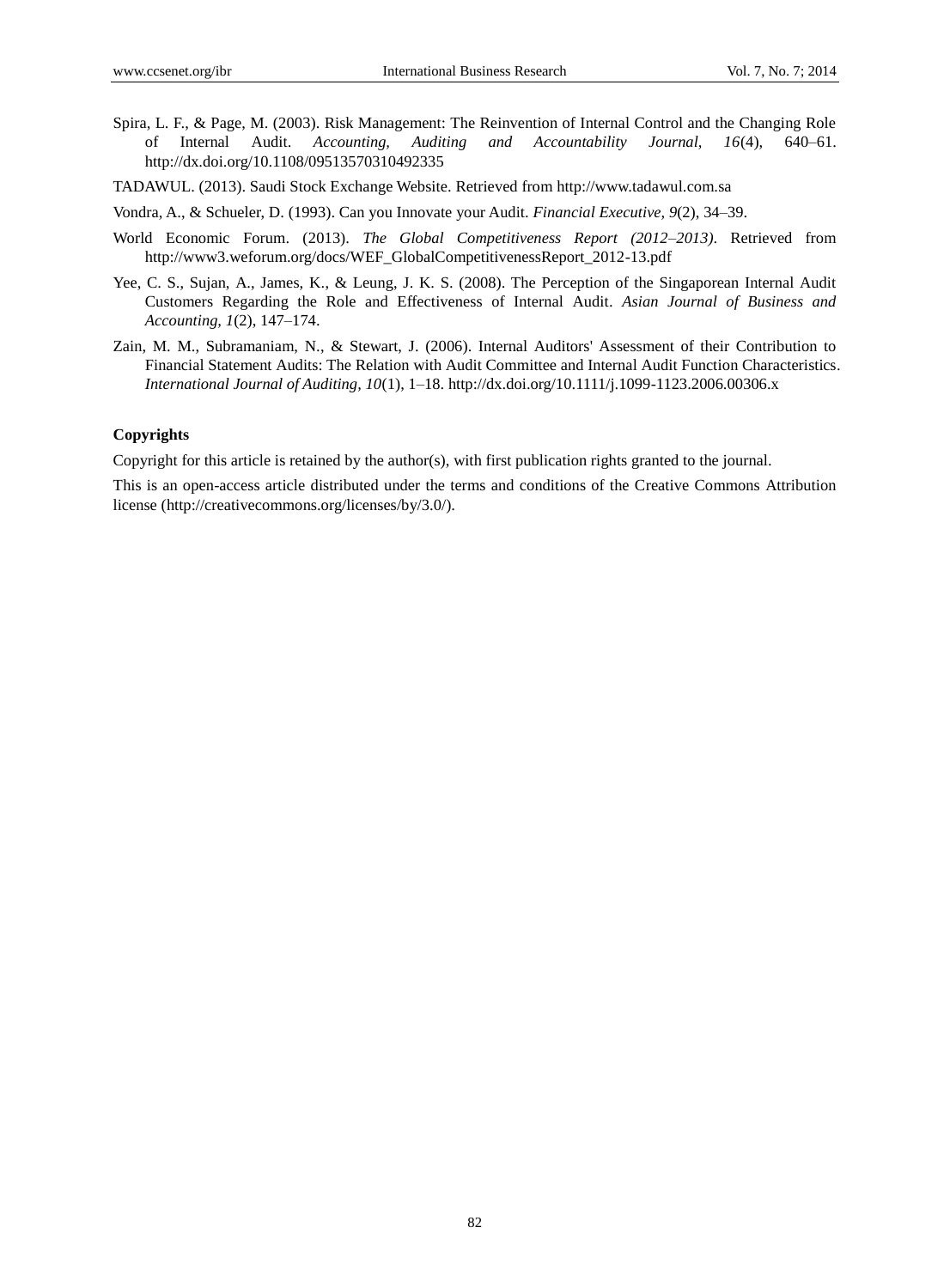Spira, L. F., & Page, M. (2003). Risk Management: The Reinvention of Internal Control and the Changing Role of Internal Audit. *Accounting, Auditing and Accountability Journal, 16*(4), 640–61. http://dx.doi.org/10.1108/09513570310492335

TADAWUL. (2013). Saudi Stock Exchange Website. Retrieved from http://www.tadawul.com.sa

Vondra, A., & Schueler, D. (1993). Can you Innovate your Audit. *Financial Executive, 9*(2), 34–39.

World Economic Forum. (2013). *The Global Competitiveness Report (2012–2013)*. Retrieved from http://www3.weforum.org/docs/WEF_GlobalCompetitivenessReport_2012-13.pdf

Yee, C. S., Sujan, A., James, K., & Leung, J. K. S. (2008). The Perception of the Singaporean Internal Audit Customers Regarding the Role and Effectiveness of Internal Audit. *Asian Journal of Business and Accounting, 1*(2), 147–174.

Zain, M. M., Subramaniam, N., & Stewart, J. (2006). Internal Auditors' Assessment of their Contribution to Financial Statement Audits: The Relation with Audit Committee and Internal Audit Function Characteristics. *International Journal of Auditing, 10*(1), 1–18. http://dx.doi.org/10.1111/j.1099-1123.2006.00306.x

**Copyrights**

Copyright for this article is retained by the author(s), with first publication rights granted to the journal.

This is an open-access article distributed under the terms and conditions of the Creative Commons Attribution license (http://creativecommons.org/licenses/by/3.0/).